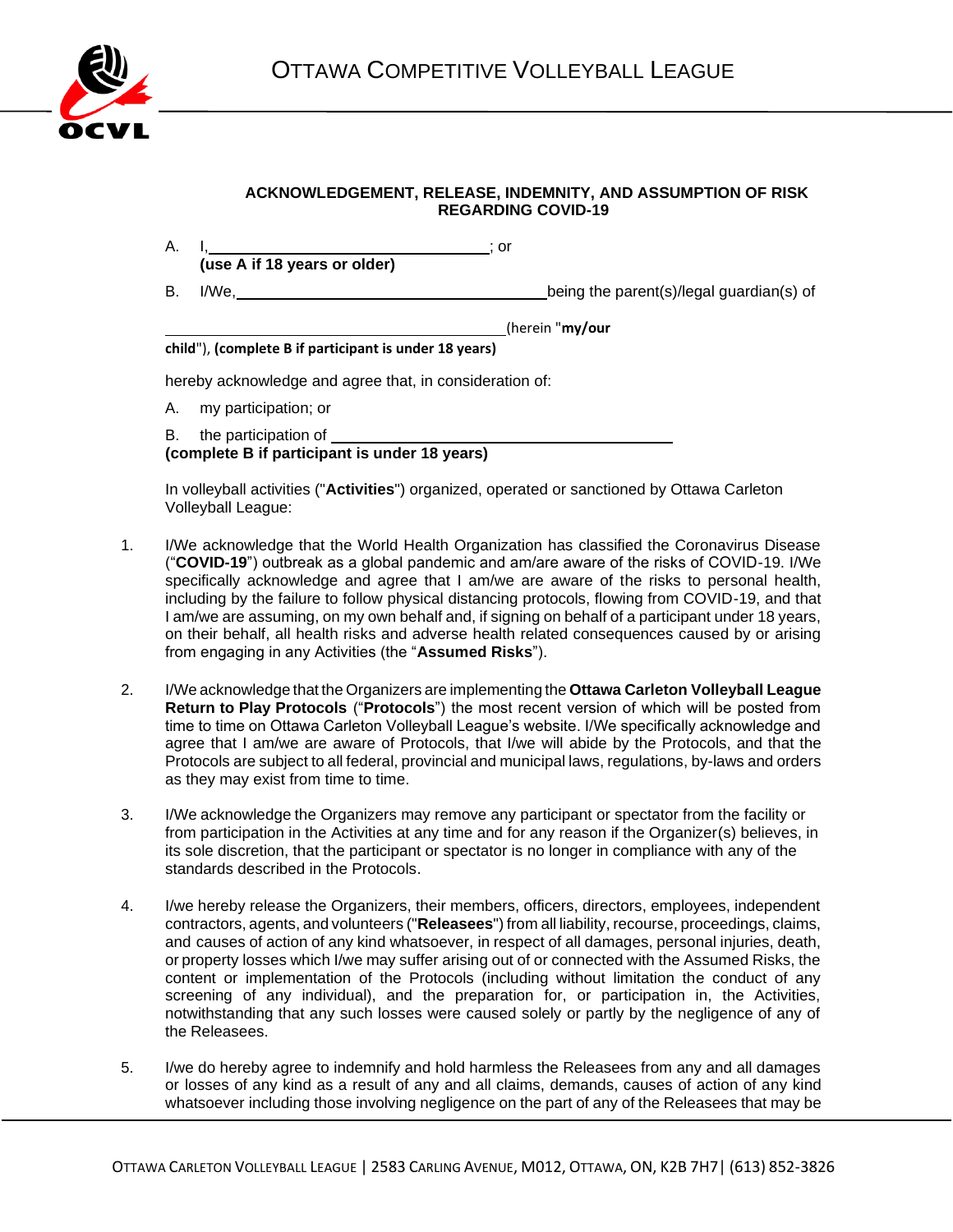# OTTAWA COMPETITIVE VOLLEYBALL LEAGUE

**ACKNOWLEDGEMENT, RELEASE, INDEMNITY, AND ASSUMPTION OF RISK REGARDING COVID-19**

A. I,\_\_\_\_\_\_\_\_\_\_\_\_\_\_\_\_\_\_\_\_\_\_\_\_\_\_\_\_\_\_\_\_\_\_; or
**(use A if 18 years or older)**

B. I/We,\_\_\_\_\_\_\_\_\_\_\_\_\_\_\_\_\_\_\_\_\_\_\_\_\_\_\_\_\_\_\_\_\_\_\_\_\_\_being the parent(s)/legal guardian(s) of

\_\_\_\_\_\_\_\_\_\_\_\_\_\_\_\_\_\_\_\_\_\_\_\_\_\_\_\_\_\_\_\_\_\_\_\_\_\_\_\_\_\_(herein "**my/our child**"), **(complete B if participant is under 18 years)**

hereby acknowledge and agree that, in consideration of:

A. my participation; or

B. the participation of \_\_\_\_\_\_\_\_\_\_\_\_\_\_\_\_\_\_\_\_\_\_\_\_\_\_\_\_\_\_\_\_\_\_\_\_\_\_\_\_\_
**(complete B if participant is under 18 years)**

In volleyball activities ("**Activities**") organized, operated or sanctioned by Ottawa Carleton Volleyball League:

1. I/We acknowledge that the World Health Organization has classified the Coronavirus Disease ("**COVID-19**") outbreak as a global pandemic and am/are aware of the risks of COVID-19. I/We specifically acknowledge and agree that I am/we are aware of the risks to personal health, including by the failure to follow physical distancing protocols, flowing from COVID-19, and that I am/we are assuming, on my own behalf and, if signing on behalf of a participant under 18 years, on their behalf, all health risks and adverse health related consequences caused by or arising from engaging in any Activities (the "**Assumed Risks**").

2. I/We acknowledge that the Organizers are implementing the **Ottawa Carleton Volleyball League Return to Play Protocols** ("**Protocols**") the most recent version of which will be posted from time to time on Ottawa Carleton Volleyball League's website. I/We specifically acknowledge and agree that I am/we are aware of Protocols, that I/we will abide by the Protocols, and that the Protocols are subject to all federal, provincial and municipal laws, regulations, by-laws and orders as they may exist from time to time.

3. I/We acknowledge the Organizers may remove any participant or spectator from the facility or from participation in the Activities at any time and for any reason if the Organizer(s) believes, in its sole discretion, that the participant or spectator is no longer in compliance with any of the standards described in the Protocols.

4. I/we hereby release the Organizers, their members, officers, directors, employees, independent contractors, agents, and volunteers ("**Releasees**") from all liability, recourse, proceedings, claims, and causes of action of any kind whatsoever, in respect of all damages, personal injuries, death, or property losses which I/we may suffer arising out of or connected with the Assumed Risks, the content or implementation of the Protocols (including without limitation the conduct of any screening of any individual), and the preparation for, or participation in, the Activities, notwithstanding that any such losses were caused solely or partly by the negligence of any of the Releasees.

5. I/we do hereby agree to indemnify and hold harmless the Releasees from any and all damages or losses of any kind as a result of any and all claims, demands, causes of action of any kind whatsoever including those involving negligence on the part of any of the Releasees that may be

OTTAWA CARLETON VOLLEYBALL LEAGUE | 2583 CARLING AVENUE, M012, OTTAWA, ON, K2B 7H7| (613) 852-3826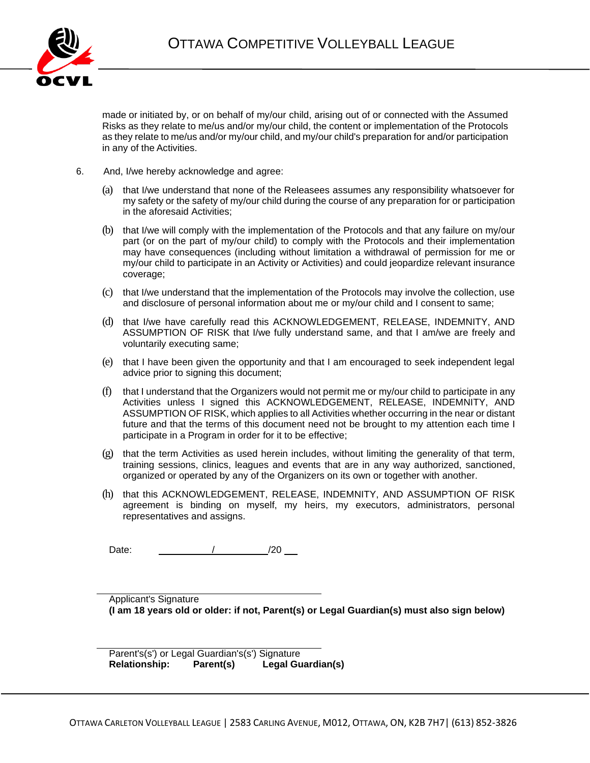made or initiated by, or on behalf of my/our child, arising out of or connected with the Assumed Risks as they relate to me/us and/or my/our child, the content or implementation of the Protocols as they relate to me/us and/or my/our child, and my/our child's preparation for and/or participation in any of the Activities.

6. And, I/we hereby acknowledge and agree:

   (a) that I/we understand that none of the Releasees assumes any responsibility whatsoever for my safety or the safety of my/our child during the course of any preparation for or participation in the aforesaid Activities;

   (b) that I/we will comply with the implementation of the Protocols and that any failure on my/our part (or on the part of my/our child) to comply with the Protocols and their implementation may have consequences (including without limitation a withdrawal of permission for me or my/our child to participate in an Activity or Activities) and could jeopardize relevant insurance coverage;

   (c) that I/we understand that the implementation of the Protocols may involve the collection, use and disclosure of personal information about me or my/our child and I consent to same;

   (d) that I/we have carefully read this ACKNOWLEDGEMENT, RELEASE, INDEMNITY, AND ASSUMPTION OF RISK that I/we fully understand same, and that I am/we are freely and voluntarily executing same;

   (e) that I have been given the opportunity and that I am encouraged to seek independent legal advice prior to signing this document;

   (f) that I understand that the Organizers would not permit me or my/our child to participate in any Activities unless I signed this ACKNOWLEDGEMENT, RELEASE, INDEMNITY, AND ASSUMPTION OF RISK, which applies to all Activities whether occurring in the near or distant future and that the terms of this document need not be brought to my attention each time I participate in a Program in order for it to be effective;

   (g) that the term Activities as used herein includes, without limiting the generality of that term, training sessions, clinics, leagues and events that are in any way authorized, sanctioned, organized or operated by any of the Organizers on its own or together with another.

   (h) that this ACKNOWLEDGEMENT, RELEASE, INDEMNITY, AND ASSUMPTION OF RISK agreement is binding on myself, my heirs, my executors, administrators, personal representatives and assigns.

Date: __________ / __________ /20 __

______________________________
Applicant's Signature
**(I am 18 years old or older: if not, Parent(s) or Legal Guardian(s) must also sign below)**

______________________________
Parent's(s') or Legal Guardian's(s') Signature
**Relationship: Parent(s) Legal Guardian(s)**